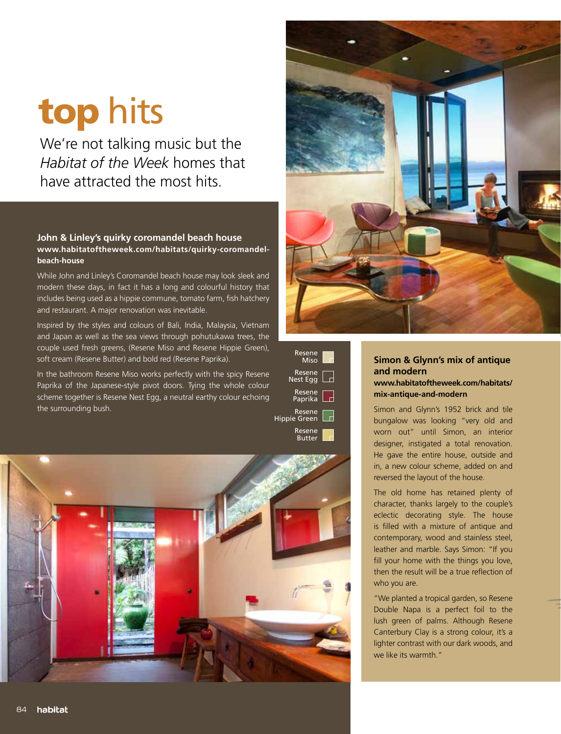# **top** hits

We're not talking music but the *Habitat of the Week* homes that have attracted the most hits.

### John & Linley's quirky coromandel beach house

**www.habitatoftheweek.com/habitats/quirky-coromandel-beach-house**

While John and Linley's Coromandel beach house may look sleek and modern these days, in fact it has a long and colourful history that includes being used as a hippie commune, tomato farm, fish hatchery and restaurant. A major renovation was inevitable.

Inspired by the styles and colours of Bali, India, Malaysia, Vietnam and Japan as well as the sea views through pohutukawa trees, the couple used fresh greens, (Resene Miso and Resene Hippie Green), soft cream (Resene Butter) and bold red (Resene Paprika).

In the bathroom Resene Miso works perfectly with the spicy Resene Paprika of the Japanese-style pivot doors. Tying the whole colour scheme together is Resene Nest Egg, a neutral earthy colour echoing the surrounding bush.

Resene Miso
Resene Nest Egg
Resene Paprika
Resene Hippie Green
Resene Butter

### Simon & Glynn's mix of antique and modern

**www.habitatoftheweek.com/habitats/mix-antique-and-modern**

Simon and Glynn's 1952 brick and tile bungalow was looking "very old and worn out" until Simon, an interior designer, instigated a total renovation. He gave the entire house, outside and in, a new colour scheme, added on and reversed the layout of the house.

The old home has retained plenty of character, thanks largely to the couple's eclectic decorating style. The house is filled with a mixture of antique and contemporary, wood and stainless steel, leather and marble. Says Simon: "If you fill your home with the things you love, then the result will be a true reflection of who you are.

"We planted a tropical garden, so Resene Double Napa is a perfect foil to the lush green of palms. Although Resene Canterbury Clay is a strong colour, it's a lighter contrast with our dark woods, and we like its warmth."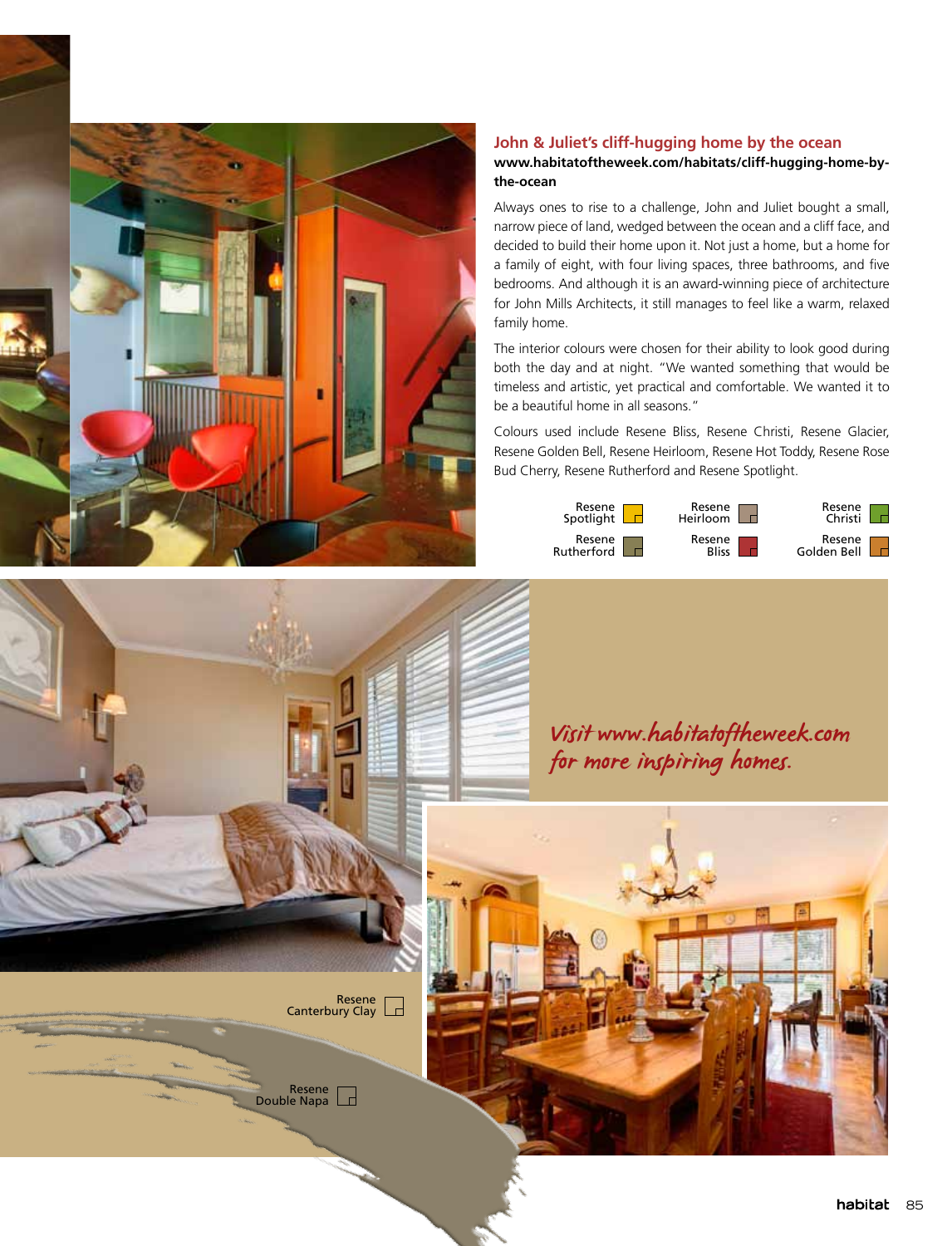## John & Juliet's cliff-hugging home by the ocean

**www.habitatoftheweek.com/habitats/cliff-hugging-home-by-the-ocean**

Always ones to rise to a challenge, John and Juliet bought a small, narrow piece of land, wedged between the ocean and a cliff face, and decided to build their home upon it. Not just a home, but a home for a family of eight, with four living spaces, three bathrooms, and five bedrooms. And although it is an award-winning piece of architecture for John Mills Architects, it still manages to feel like a warm, relaxed family home.

The interior colours were chosen for their ability to look good during both the day and at night. "We wanted something that would be timeless and artistic, yet practical and comfortable. We wanted it to be a beautiful home in all seasons."

Colours used include Resene Bliss, Resene Christi, Resene Glacier, Resene Golden Bell, Resene Heirloom, Resene Hot Toddy, Resene Rose Bud Cherry, Resene Rutherford and Resene Spotlight.

Resene Spotlight
Resene Heirloom
Resene Christi
Resene Rutherford
Resene Bliss
Resene Golden Bell

*Visit www.habitatoftheweek.com for more inspiring homes.*

Resene Canterbury Clay
Resene Double Napa